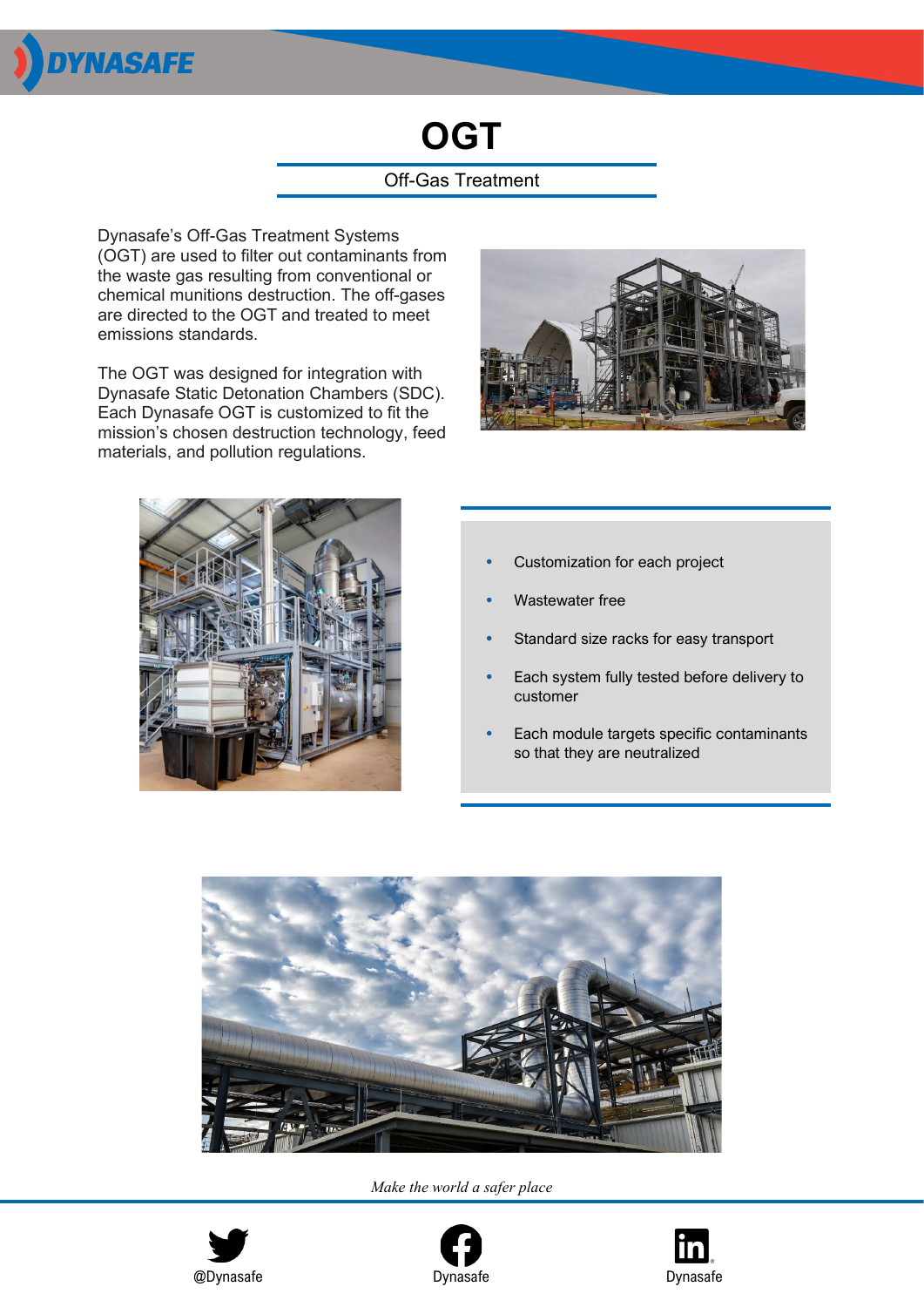# OGT

## Off-Gas Treatment

Dynasafe's Off-Gas Treatment Systems (OGT) are used to filter out contaminants from the waste gas resulting from conventional or chemical munitions destruction. The off-gases are directed to the OGT and treated to meet emissions standards.

The OGT was designed for integration with Dynasafe Static Detonation Chambers (SDC). Each Dynasafe OGT is customized to fit the mission's chosen destruction technology, feed materials, and pollution regulations.

- Customization for each project
- Wastewater free
- Standard size racks for easy transport
- Each system fully tested before delivery to customer
- Each module targets specific contaminants so that they are neutralized

*Make the world a safer place*

@Dynasafe

Dynasafe

Dynasafe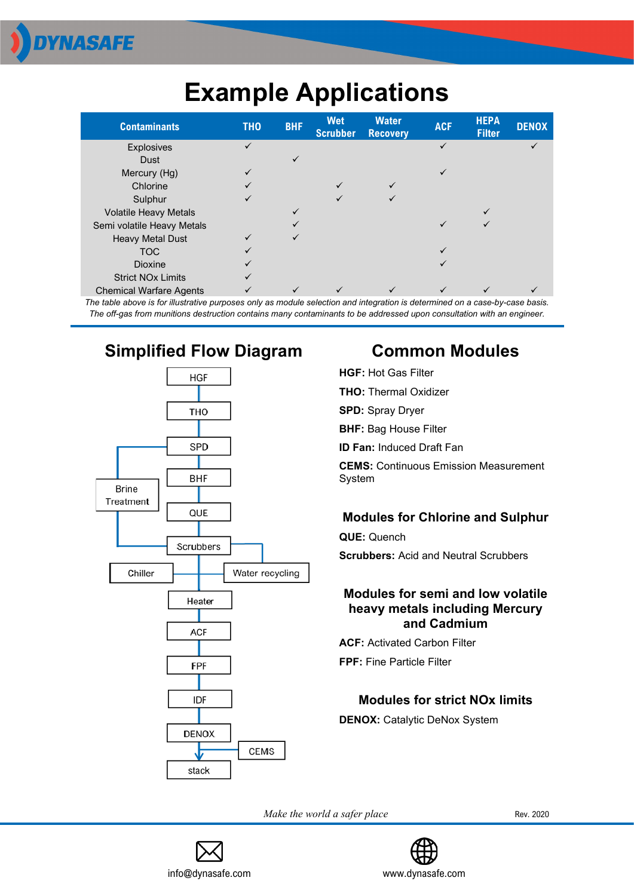# Example Applications

| Contaminants | THO | BHF | Wet Scrubber | Water Recovery | ACF | HEPA Filter | DENOX |
|---|---|---|---|---|---|---|---|
| Explosives | ✓ | | | | ✓ | | ✓ |
| Dust | | ✓ | | | | | |
| Mercury (Hg) | ✓ | | | | ✓ | | |
| Chlorine | ✓ | | ✓ | ✓ | | | |
| Sulphur | ✓ | | ✓ | ✓ | | | |
| Volatile Heavy Metals | | ✓ | | | | ✓ | |
| Semi volatile Heavy Metals | | ✓ | | | ✓ | ✓ | |
| Heavy Metal Dust | ✓ | ✓ | | | | | |
| TOC | ✓ | | | | ✓ | | |
| Dioxine | ✓ | | | | ✓ | | |
| Strict NOx Limits | ✓ | | | | | | |
| Chemical Warfare Agents | ✓ | ✓ | ✓ | ✓ | ✓ | ✓ | ✓ |

*The table above is for illustrative purposes only as module selection and integration is determined on a case-by-case basis. The off-gas from munitions destruction contains many contaminants to be addressed upon consultation with an engineer.*

## Simplified Flow Diagram

HGF
THO
SPD
BHF
Brine Treatment
QUE
Scrubbers
Chiller
Water recycling
Heater
ACF
FPF
IDF
DENOX
CEMS
stack

## Common Modules

**HGF:** Hot Gas Filter

**THO:** Thermal Oxidizer

**SPD:** Spray Dryer

**BHF:** Bag House Filter

**ID Fan:** Induced Draft Fan

**CEMS:** Continuous Emission Measurement System

### Modules for Chlorine and Sulphur

**QUE:** Quench

**Scrubbers:** Acid and Neutral Scrubbers

### Modules for semi and low volatile heavy metals including Mercury and Cadmium

**ACF:** Activated Carbon Filter

**FPF:** Fine Particle Filter

### Modules for strict NOx limits

**DENOX:** Catalytic DeNox System

*Make the world a safer place*

Rev. 2020

info@dynasafe.com

www.dynasafe.com